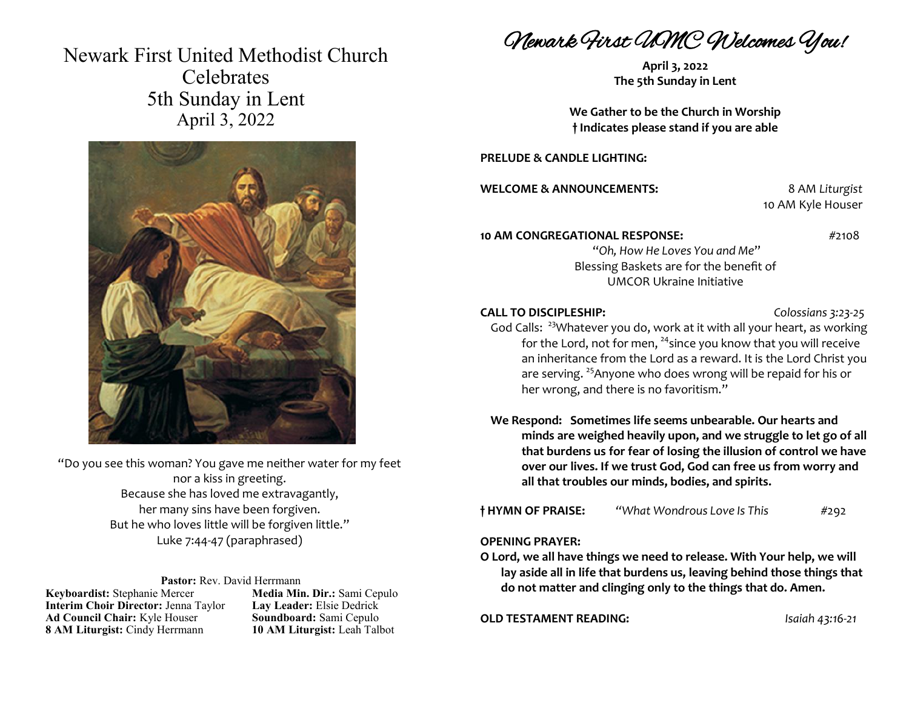# Newark First United Methodist Church Celebrates 5th Sunday in Lent April 3, 2022

"Do you see this woman? You gave me neither water for my feet nor a kiss in greeting.
Because she has loved me extravagantly,
her many sins have been forgiven.
But he who loves little will be forgiven little."
Luke 7:44-47 (paraphrased)

**Pastor:** Rev. David Herrmann

**Keyboardist:** Stephanie Mercer
**Interim Choir Director:** Jenna Taylor
**Ad Council Chair:** Kyle Houser
**8 AM Liturgist:** Cindy Herrmann
**Media Min. Dir.:** Sami Cepulo
**Lay Leader:** Elsie Dedrick
**Soundboard:** Sami Cepulo
**10 AM Liturgist:** Leah Talbot

# *Newark First UMC Welcomes You!*

**April 3, 2022**
**The 5th Sunday in Lent**

**We Gather to be the Church in Worship**
**† Indicates please stand if you are able**

**PRELUDE & CANDLE LIGHTING:**

**WELCOME & ANNOUNCEMENTS:** 8 AM *Liturgist*
10 AM Kyle Houser

**10 AM CONGREGATIONAL RESPONSE:** #2108
*"Oh, How He Loves You and Me"*
Blessing Baskets are for the benefit of
UMCOR Ukraine Initiative

**CALL TO DISCIPLESHIP:** *Colossians 3:23-25*

God Calls: [23]Whatever you do, work at it with all your heart, as working for the Lord, not for men, [24]since you know that you will receive an inheritance from the Lord as a reward. It is the Lord Christ you are serving. [25]Anyone who does wrong will be repaid for his or her wrong, and there is no favoritism."

**We Respond: Sometimes life seems unbearable. Our hearts and minds are weighed heavily upon, and we struggle to let go of all that burdens us for fear of losing the illusion of control we have over our lives. If we trust God, God can free us from worry and all that troubles our minds, bodies, and spirits.**

**† HYMN OF PRAISE:** *"What Wondrous Love Is This* #292

**OPENING PRAYER:**
**O Lord, we all have things we need to release. With Your help, we will lay aside all in life that burdens us, leaving behind those things that do not matter and clinging only to the things that do. Amen.**

**OLD TESTAMENT READING:** *Isaiah 43:16-21*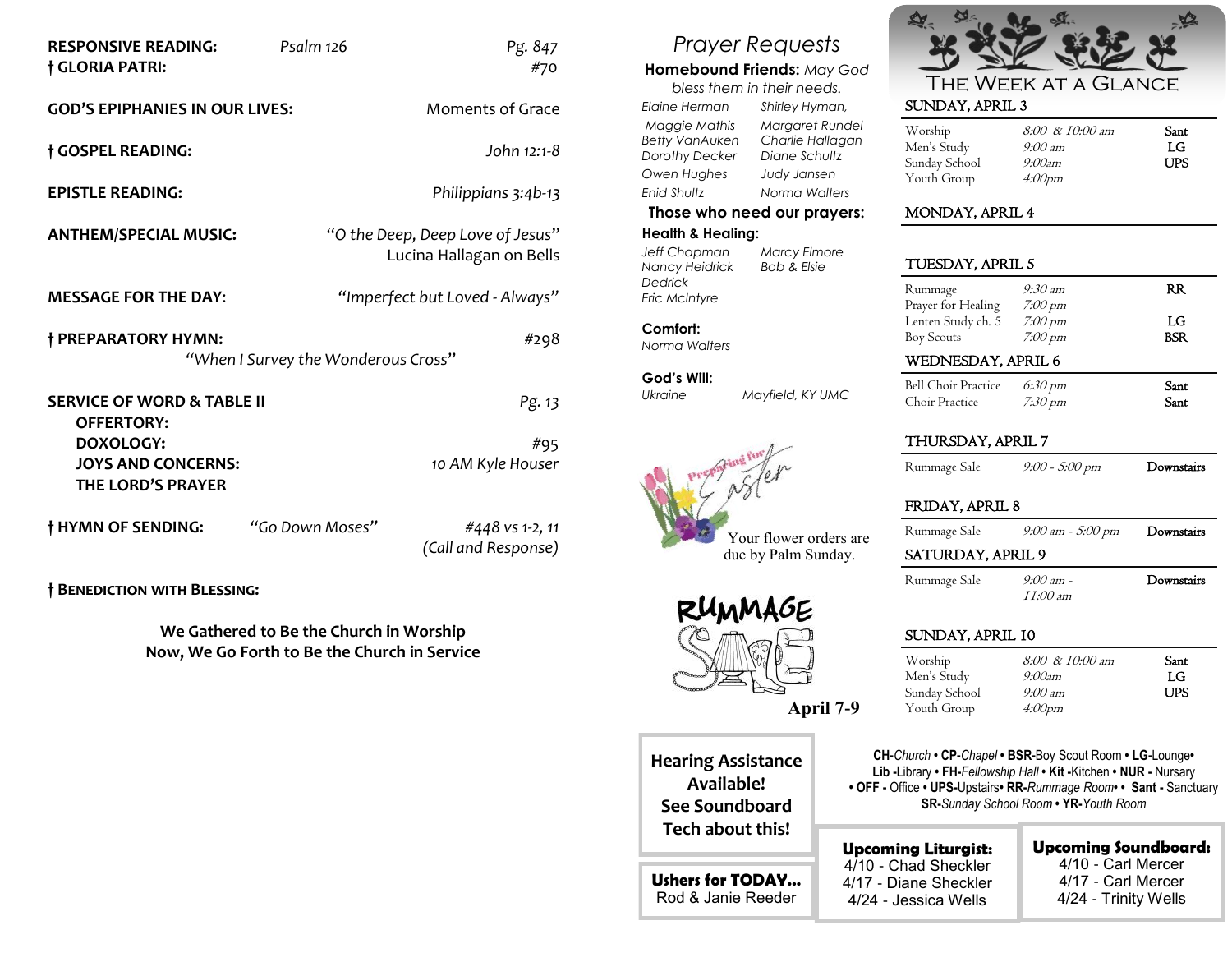**RESPONSIVE READING:** *Psalm 126* *Pg. 847*
**† GLORIA PATRI:** *#70*

**GOD'S EPIPHANIES IN OUR LIVES:** Moments of Grace

**† GOSPEL READING:** *John 12:1-8*

**EPISTLE READING:** *Philippians 3:4b-13*

**ANTHEM/SPECIAL MUSIC:** *"O the Deep, Deep Love of Jesus"*
Lucina Hallagan on Bells

**MESSAGE FOR THE DAY:** *"Imperfect but Loved - Always"*

**† PREPARATORY HYMN:** *#298*
*"When I Survey the Wonderous Cross"*

**SERVICE OF WORD & TABLE II** *Pg. 13*
- **OFFERTORY:**
- **DOXOLOGY:** *#95*
- **JOYS AND CONCERNS:** *10 AM Kyle Houser*
- **THE LORD'S PRAYER**

**† HYMN OF SENDING:** *"Go Down Moses"* *#448 vs 1-2, 11 (Call and Response)*

**† BENEDICTION WITH BLESSING:**

**We Gathered to Be the Church in Worship**
**Now, We Go Forth to Be the Church in Service**

## *Prayer Requests*

**Homebound Friends:** *May God bless them in their needs.*

| | |
|---|---|
| *Elaine Herman* | *Shirley Hyman,* |
| *Maggie Mathis* | *Margaret Rundel* |
| *Betty VanAuken* | *Charlie Hallagan* |
| *Dorothy Decker* | *Diane Schultz* |
| *Owen Hughes* | *Judy Jansen* |
| *Enid Shultz* | *Norma Walters* |

**Those who need our prayers:**

**Health & Healing:**

| | |
|---|---|
| *Jeff Chapman* | *Marcy Elmore* |
| *Nancy Heidrick* | *Bob & Elsie* |
| *Dedrick* | |
| *Eric McIntyre* | |

**Comfort:**
*Norma Walters*

**God's Will:**
*Ukraine* *Mayfield, KY UMC*

Preparing for Easter

Your flower orders are due by Palm Sunday.

RUMMAGE

**April 7-9**

## THE WEEK AT A GLANCE

**SUNDAY, APRIL 3**

| | | |
|---|---|---|
| Worship | *8:00 & 10:00 am* | Sant |
| Men's Study | *9:00 am* | LG |
| Sunday School | *9:00am* | UPS |
| Youth Group | *4:00pm* | |

**MONDAY, APRIL 4**

**TUESDAY, APRIL 5**

| | | |
|---|---|---|
| Rummage | *9:30 am* | RR |
| Prayer for Healing | *7:00 pm* | |
| Lenten Study ch. 5 | *7:00 pm* | LG |
| Boy Scouts | *7:00 pm* | BSR |

**WEDNESDAY, APRIL 6**

| | | |
|---|---|---|
| Bell Choir Practice | *6:30 pm* | Sant |
| Choir Practice | *7:30 pm* | Sant |

**THURSDAY, APRIL 7**

| | | |
|---|---|---|
| Rummage Sale | *9:00 - 5:00 pm* | Downstairs |

**FRIDAY, APRIL 8**

| | | |
|---|---|---|
| Rummage Sale | *9:00 am - 5:00 pm* | Downstairs |

**SATURDAY, APRIL 9**

| | | |
|---|---|---|
| Rummage Sale | *9:00 am - 11:00 am* | Downstairs |

**SUNDAY, APRIL 10**

| | | |
|---|---|---|
| Worship | *8:00 & 10:00 am* | Sant |
| Men's Study | *9:00am* | LG |
| Sunday School | *9:00 am* | UPS |
| Youth Group | *4:00pm* | |

**CH-***Church* • **CP-***Chapel* • **BSR-**Boy Scout Room • **LG-**Lounge• **Lib -**Library • **FH-***Fellowship Hall* • **Kit -**Kitchen • **NUR -** Nursary • **OFF -** Office • **UPS-**Upstairs• **RR-***Rummage Room*• • **Sant -** Sanctuary **SR-***Sunday School Room* • **YR-***Youth Room*

**Hearing Assistance Available! See Soundboard Tech about this!**

**Ushers for TODAY…**
Rod & Janie Reeder

**Upcoming Liturgist:**
4/10 - Chad Sheckler
4/17 - Diane Sheckler
4/24 - Jessica Wells

**Upcoming Soundboard:**
4/10 - Carl Mercer
4/17 - Carl Mercer
4/24 - Trinity Wells